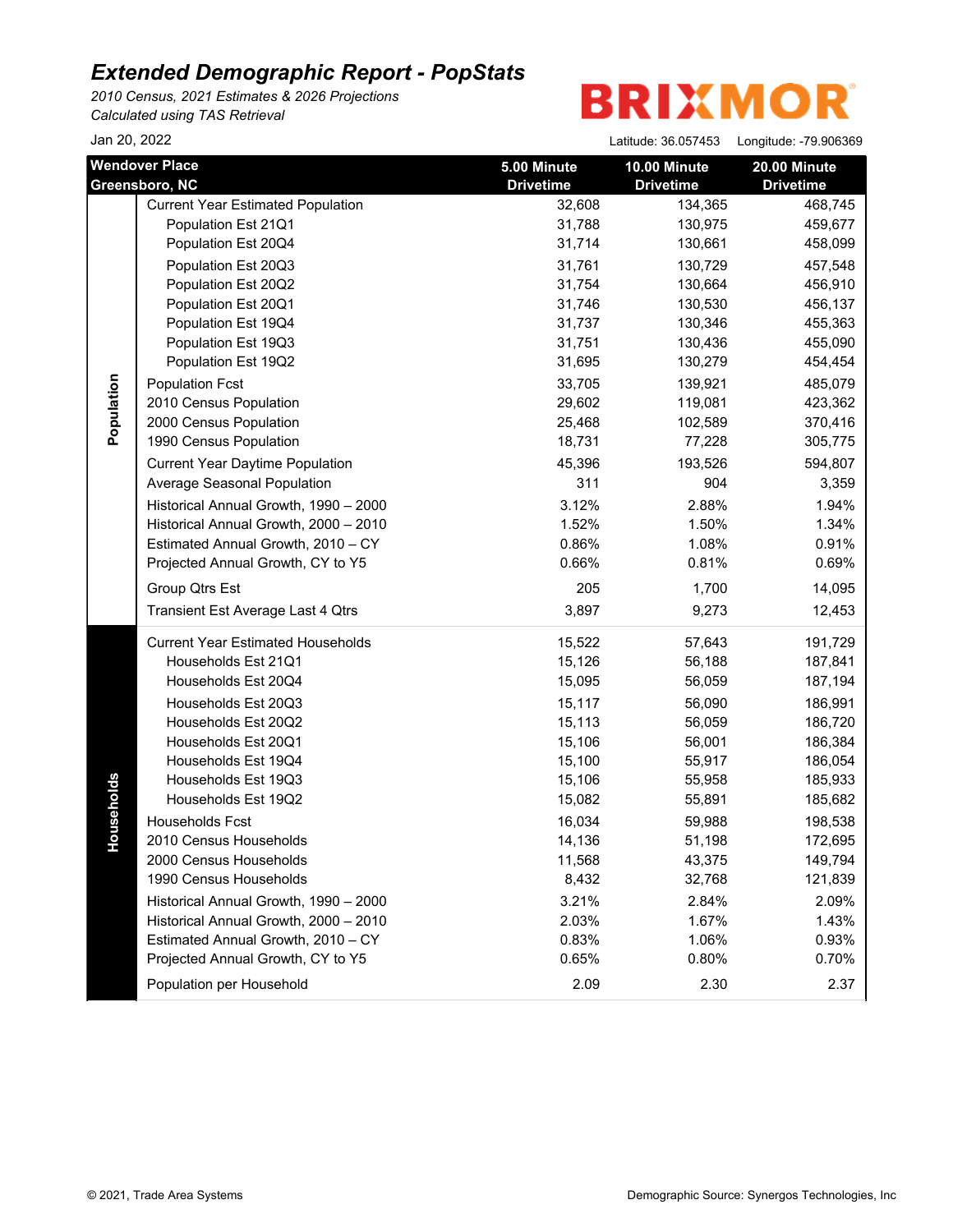# Extended Demographic Report - PopStats

*2010 Census, 2021 Estimates & 2026 Projections*
*Calculated using TAS Retrieval*

BRIXMOR

Jan 20, 2022

Latitude: 36.057453 Longitude: -79.906369

| | Wendover Place Greensboro, NC | 5.00 Minute Drivetime | 10.00 Minute Drivetime | 20.00 Minute Drivetime |
|---|---|---|---|---|
| Population | Current Year Estimated Population | 32,608 | 134,365 | 468,745 |
| | Population Est 21Q1 | 31,788 | 130,975 | 459,677 |
| | Population Est 20Q4 | 31,714 | 130,661 | 458,099 |
| | Population Est 20Q3 | 31,761 | 130,729 | 457,548 |
| | Population Est 20Q2 | 31,754 | 130,664 | 456,910 |
| | Population Est 20Q1 | 31,746 | 130,530 | 456,137 |
| | Population Est 19Q4 | 31,737 | 130,346 | 455,363 |
| | Population Est 19Q3 | 31,751 | 130,436 | 455,090 |
| | Population Est 19Q2 | 31,695 | 130,279 | 454,454 |
| | Population Fcst | 33,705 | 139,921 | 485,079 |
| | 2010 Census Population | 29,602 | 119,081 | 423,362 |
| | 2000 Census Population | 25,468 | 102,589 | 370,416 |
| | 1990 Census Population | 18,731 | 77,228 | 305,775 |
| | Current Year Daytime Population | 45,396 | 193,526 | 594,807 |
| | Average Seasonal Population | 311 | 904 | 3,359 |
| | Historical Annual Growth, 1990 – 2000 | 3.12% | 2.88% | 1.94% |
| | Historical Annual Growth, 2000 – 2010 | 1.52% | 1.50% | 1.34% |
| | Estimated Annual Growth, 2010 – CY | 0.86% | 1.08% | 0.91% |
| | Projected Annual Growth, CY to Y5 | 0.66% | 0.81% | 0.69% |
| | Group Qtrs Est | 205 | 1,700 | 14,095 |
| | Transient Est Average Last 4 Qtrs | 3,897 | 9,273 | 12,453 |
| Households | Current Year Estimated Households | 15,522 | 57,643 | 191,729 |
| | Households Est 21Q1 | 15,126 | 56,188 | 187,841 |
| | Households Est 20Q4 | 15,095 | 56,059 | 187,194 |
| | Households Est 20Q3 | 15,117 | 56,090 | 186,991 |
| | Households Est 20Q2 | 15,113 | 56,059 | 186,720 |
| | Households Est 20Q1 | 15,106 | 56,001 | 186,384 |
| | Households Est 19Q4 | 15,100 | 55,917 | 186,054 |
| | Households Est 19Q3 | 15,106 | 55,958 | 185,933 |
| | Households Est 19Q2 | 15,082 | 55,891 | 185,682 |
| | Households Fcst | 16,034 | 59,988 | 198,538 |
| | 2010 Census Households | 14,136 | 51,198 | 172,695 |
| | 2000 Census Households | 11,568 | 43,375 | 149,794 |
| | 1990 Census Households | 8,432 | 32,768 | 121,839 |
| | Historical Annual Growth, 1990 – 2000 | 3.21% | 2.84% | 2.09% |
| | Historical Annual Growth, 2000 – 2010 | 2.03% | 1.67% | 1.43% |
| | Estimated Annual Growth, 2010 – CY | 0.83% | 1.06% | 0.93% |
| | Projected Annual Growth, CY to Y5 | 0.65% | 0.80% | 0.70% |
| | Population per Household | 2.09 | 2.30 | 2.37 |

© 2021, Trade Area Systems

Demographic Source: Synergos Technologies, Inc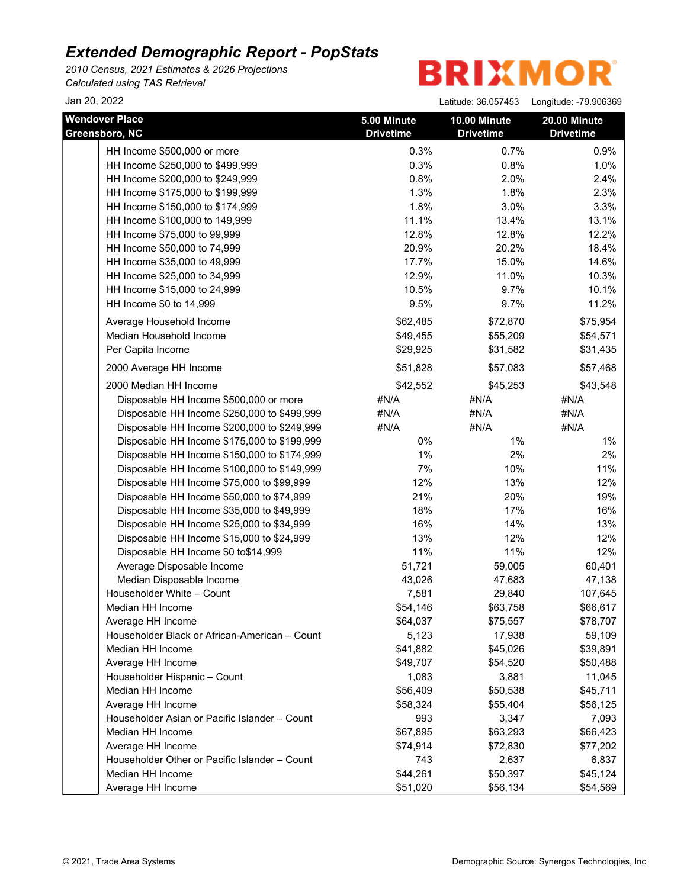# Extended Demographic Report - PopStats

*2010 Census, 2021 Estimates & 2026 Projections*
*Calculated using TAS Retrieval*

BRIXMOR

Jan 20, 2022

Latitude: 36.057453 Longitude: -79.906369

| Wendover Place Greensboro, NC | 5.00 Minute Drivetime | 10.00 Minute Drivetime | 20.00 Minute Drivetime |
|---|---|---|---|
| HH Income $500,000 or more | 0.3% | 0.7% | 0.9% |
| HH Income $250,000 to $499,999 | 0.3% | 0.8% | 1.0% |
| HH Income $200,000 to $249,999 | 0.8% | 2.0% | 2.4% |
| HH Income $175,000 to $199,999 | 1.3% | 1.8% | 2.3% |
| HH Income $150,000 to $174,999 | 1.8% | 3.0% | 3.3% |
| HH Income $100,000 to 149,999 | 11.1% | 13.4% | 13.1% |
| HH Income $75,000 to 99,999 | 12.8% | 12.8% | 12.2% |
| HH Income $50,000 to 74,999 | 20.9% | 20.2% | 18.4% |
| HH Income $35,000 to 49,999 | 17.7% | 15.0% | 14.6% |
| HH Income $25,000 to 34,999 | 12.9% | 11.0% | 10.3% |
| HH Income $15,000 to 24,999 | 10.5% | 9.7% | 10.1% |
| HH Income $0 to 14,999 | 9.5% | 9.7% | 11.2% |
| Average Household Income | $62,485 | $72,870 | $75,954 |
| Median Household Income | $49,455 | $55,209 | $54,571 |
| Per Capita Income | $29,925 | $31,582 | $31,435 |
| 2000 Average HH Income | $51,828 | $57,083 | $57,468 |
| 2000 Median HH Income | $42,552 | $45,253 | $43,548 |
| Disposable HH Income $500,000 or more | #N/A | #N/A | #N/A |
| Disposable HH Income $250,000 to $499,999 | #N/A | #N/A | #N/A |
| Disposable HH Income $200,000 to $249,999 | #N/A | #N/A | #N/A |
| Disposable HH Income $175,000 to $199,999 | 0% | 1% | 1% |
| Disposable HH Income $150,000 to $174,999 | 1% | 2% | 2% |
| Disposable HH Income $100,000 to $149,999 | 7% | 10% | 11% |
| Disposable HH Income $75,000 to $99,999 | 12% | 13% | 12% |
| Disposable HH Income $50,000 to $74,999 | 21% | 20% | 19% |
| Disposable HH Income $35,000 to $49,999 | 18% | 17% | 16% |
| Disposable HH Income $25,000 to $34,999 | 16% | 14% | 13% |
| Disposable HH Income $15,000 to $24,999 | 13% | 12% | 12% |
| Disposable HH Income $0 to$14,999 | 11% | 11% | 12% |
| Average Disposable Income | 51,721 | 59,005 | 60,401 |
| Median Disposable Income | 43,026 | 47,683 | 47,138 |
| Householder White – Count | 7,581 | 29,840 | 107,645 |
| Median HH Income | $54,146 | $63,758 | $66,617 |
| Average HH Income | $64,037 | $75,557 | $78,707 |
| Householder Black or African-American – Count | 5,123 | 17,938 | 59,109 |
| Median HH Income | $41,882 | $45,026 | $39,891 |
| Average HH Income | $49,707 | $54,520 | $50,488 |
| Householder Hispanic – Count | 1,083 | 3,881 | 11,045 |
| Median HH Income | $56,409 | $50,538 | $45,711 |
| Average HH Income | $58,324 | $55,404 | $56,125 |
| Householder Asian or Pacific Islander – Count | 993 | 3,347 | 7,093 |
| Median HH Income | $67,895 | $63,293 | $66,423 |
| Average HH Income | $74,914 | $72,830 | $77,202 |
| Householder Other or Pacific Islander – Count | 743 | 2,637 | 6,837 |
| Median HH Income | $44,261 | $50,397 | $45,124 |
| Average HH Income | $51,020 | $56,134 | $54,569 |

© 2021, Trade Area Systems

Demographic Source: Synergos Technologies, Inc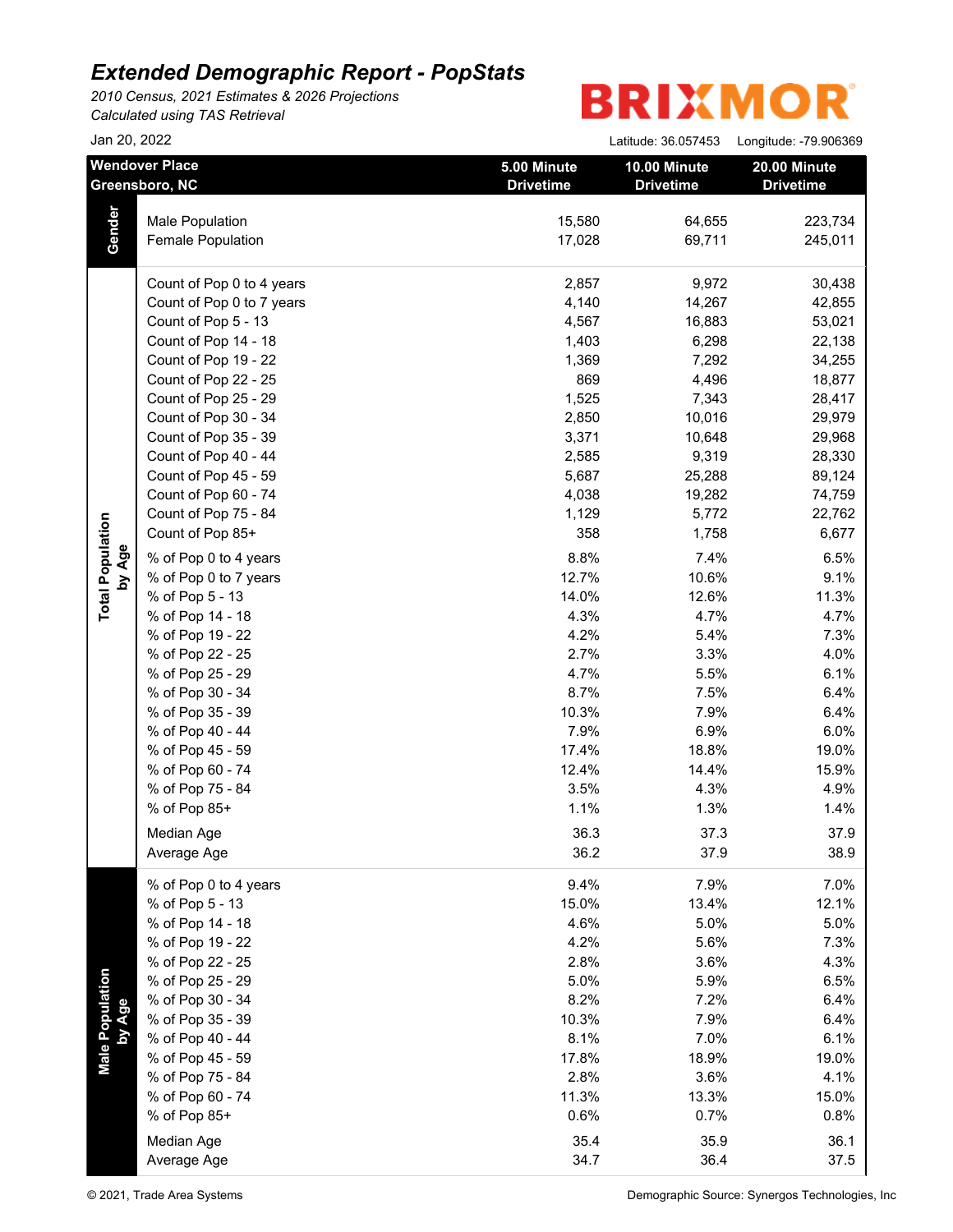# Extended Demographic Report - PopStats

*2010 Census, 2021 Estimates & 2026 Projections*
*Calculated using TAS Retrieval*

BRIXMOR

Jan 20, 2022

Latitude: 36.057453 Longitude: -79.906369

| Wendover Place Greensboro, NC | | 5.00 Minute Drivetime | 10.00 Minute Drivetime | 20.00 Minute Drivetime |
|---|---|---|---|---|
| **Gender** | Male Population | 15,580 | 64,655 | 223,734 |
| | Female Population | 17,028 | 69,711 | 245,011 |
| **Total Population by Age** | Count of Pop 0 to 4 years | 2,857 | 9,972 | 30,438 |
| | Count of Pop 0 to 7 years | 4,140 | 14,267 | 42,855 |
| | Count of Pop 5 - 13 | 4,567 | 16,883 | 53,021 |
| | Count of Pop 14 - 18 | 1,403 | 6,298 | 22,138 |
| | Count of Pop 19 - 22 | 1,369 | 7,292 | 34,255 |
| | Count of Pop 22 - 25 | 869 | 4,496 | 18,877 |
| | Count of Pop 25 - 29 | 1,525 | 7,343 | 28,417 |
| | Count of Pop 30 - 34 | 2,850 | 10,016 | 29,979 |
| | Count of Pop 35 - 39 | 3,371 | 10,648 | 29,968 |
| | Count of Pop 40 - 44 | 2,585 | 9,319 | 28,330 |
| | Count of Pop 45 - 59 | 5,687 | 25,288 | 89,124 |
| | Count of Pop 60 - 74 | 4,038 | 19,282 | 74,759 |
| | Count of Pop 75 - 84 | 1,129 | 5,772 | 22,762 |
| | Count of Pop 85+ | 358 | 1,758 | 6,677 |
| | % of Pop 0 to 4 years | 8.8% | 7.4% | 6.5% |
| | % of Pop 0 to 7 years | 12.7% | 10.6% | 9.1% |
| | % of Pop 5 - 13 | 14.0% | 12.6% | 11.3% |
| | % of Pop 14 - 18 | 4.3% | 4.7% | 4.7% |
| | % of Pop 19 - 22 | 4.2% | 5.4% | 7.3% |
| | % of Pop 22 - 25 | 2.7% | 3.3% | 4.0% |
| | % of Pop 25 - 29 | 4.7% | 5.5% | 6.1% |
| | % of Pop 30 - 34 | 8.7% | 7.5% | 6.4% |
| | % of Pop 35 - 39 | 10.3% | 7.9% | 6.4% |
| | % of Pop 40 - 44 | 7.9% | 6.9% | 6.0% |
| | % of Pop 45 - 59 | 17.4% | 18.8% | 19.0% |
| | % of Pop 60 - 74 | 12.4% | 14.4% | 15.9% |
| | % of Pop 75 - 84 | 3.5% | 4.3% | 4.9% |
| | % of Pop 85+ | 1.1% | 1.3% | 1.4% |
| | Median Age | 36.3 | 37.3 | 37.9 |
| | Average Age | 36.2 | 37.9 | 38.9 |
| **Male Population by Age** | % of Pop 0 to 4 years | 9.4% | 7.9% | 7.0% |
| | % of Pop 5 - 13 | 15.0% | 13.4% | 12.1% |
| | % of Pop 14 - 18 | 4.6% | 5.0% | 5.0% |
| | % of Pop 19 - 22 | 4.2% | 5.6% | 7.3% |
| | % of Pop 22 - 25 | 2.8% | 3.6% | 4.3% |
| | % of Pop 25 - 29 | 5.0% | 5.9% | 6.5% |
| | % of Pop 30 - 34 | 8.2% | 7.2% | 6.4% |
| | % of Pop 35 - 39 | 10.3% | 7.9% | 6.4% |
| | % of Pop 40 - 44 | 8.1% | 7.0% | 6.1% |
| | % of Pop 45 - 59 | 17.8% | 18.9% | 19.0% |
| | % of Pop 75 - 84 | 2.8% | 3.6% | 4.1% |
| | % of Pop 60 - 74 | 11.3% | 13.3% | 15.0% |
| | % of Pop 85+ | 0.6% | 0.7% | 0.8% |
| | Median Age | 35.4 | 35.9 | 36.1 |
| | Average Age | 34.7 | 36.4 | 37.5 |

© 2021, Trade Area Systems

Demographic Source: Synergos Technologies, Inc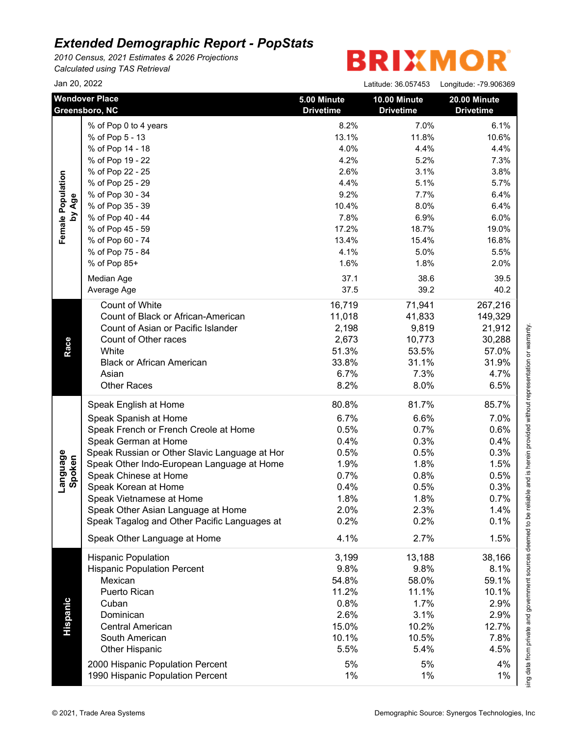# Extended Demographic Report - PopStats

*2010 Census, 2021 Estimates & 2026 Projections*
*Calculated using TAS Retrieval*

BRIXMOR

Jan 20, 2022

Latitude: 36.057453 Longitude: -79.906369

| Wendover Place Greensboro, NC | | 5.00 Minute Drivetime | 10.00 Minute Drivetime | 20.00 Minute Drivetime |
|---|---|---|---|---|
| Female Population by Age | % of Pop 0 to 4 years | 8.2% | 7.0% | 6.1% |
| | % of Pop 5 - 13 | 13.1% | 11.8% | 10.6% |
| | % of Pop 14 - 18 | 4.0% | 4.4% | 4.4% |
| | % of Pop 19 - 22 | 4.2% | 5.2% | 7.3% |
| | % of Pop 22 - 25 | 2.6% | 3.1% | 3.8% |
| | % of Pop 25 - 29 | 4.4% | 5.1% | 5.7% |
| | % of Pop 30 - 34 | 9.2% | 7.7% | 6.4% |
| | % of Pop 35 - 39 | 10.4% | 8.0% | 6.4% |
| | % of Pop 40 - 44 | 7.8% | 6.9% | 6.0% |
| | % of Pop 45 - 59 | 17.2% | 18.7% | 19.0% |
| | % of Pop 60 - 74 | 13.4% | 15.4% | 16.8% |
| | % of Pop 75 - 84 | 4.1% | 5.0% | 5.5% |
| | % of Pop 85+ | 1.6% | 1.8% | 2.0% |
| | Median Age | 37.1 | 38.6 | 39.5 |
| | Average Age | 37.5 | 39.2 | 40.2 |
| Race | Count of White | 16,719 | 71,941 | 267,216 |
| | Count of Black or African-American | 11,018 | 41,833 | 149,329 |
| | Count of Asian or Pacific Islander | 2,198 | 9,819 | 21,912 |
| | Count of Other races | 2,673 | 10,773 | 30,288 |
| | White | 51.3% | 53.5% | 57.0% |
| | Black or African American | 33.8% | 31.1% | 31.9% |
| | Asian | 6.7% | 7.3% | 4.7% |
| | Other Races | 8.2% | 8.0% | 6.5% |
| Language Spoken | Speak English at Home | 80.8% | 81.7% | 85.7% |
| | Speak Spanish at Home | 6.7% | 6.6% | 7.0% |
| | Speak French or French Creole at Home | 0.5% | 0.7% | 0.6% |
| | Speak German at Home | 0.4% | 0.3% | 0.4% |
| | Speak Russian or Other Slavic Language at Hor | 0.5% | 0.5% | 0.3% |
| | Speak Other Indo-European Language at Home | 1.9% | 1.8% | 1.5% |
| | Speak Chinese at Home | 0.7% | 0.8% | 0.5% |
| | Speak Korean at Home | 0.4% | 0.5% | 0.3% |
| | Speak Vietnamese at Home | 1.8% | 1.8% | 0.7% |
| | Speak Other Asian Language at Home | 2.0% | 2.3% | 1.4% |
| | Speak Tagalog and Other Pacific Languages at | 0.2% | 0.2% | 0.1% |
| | Speak Other Language at Home | 4.1% | 2.7% | 1.5% |
| Hispanic | Hispanic Population | 3,199 | 13,188 | 38,166 |
| | Hispanic Population Percent | 9.8% | 9.8% | 8.1% |
| | Mexican | 54.8% | 58.0% | 59.1% |
| | Puerto Rican | 11.2% | 11.1% | 10.1% |
| | Cuban | 0.8% | 1.7% | 2.9% |
| | Dominican | 2.6% | 3.1% | 2.9% |
| | Central American | 15.0% | 10.2% | 12.7% |
| | South American | 10.1% | 10.5% | 7.8% |
| | Other Hispanic | 5.5% | 5.4% | 4.5% |
| | 2000 Hispanic Population Percent | 5% | 5% | 4% |
| | 1990 Hispanic Population Percent | 1% | 1% | 1% |

sing data from private and government sources deemed to be reliable and is herein provided without representation or warranty.

© 2021, Trade Area Systems

Demographic Source: Synergos Technologies, Inc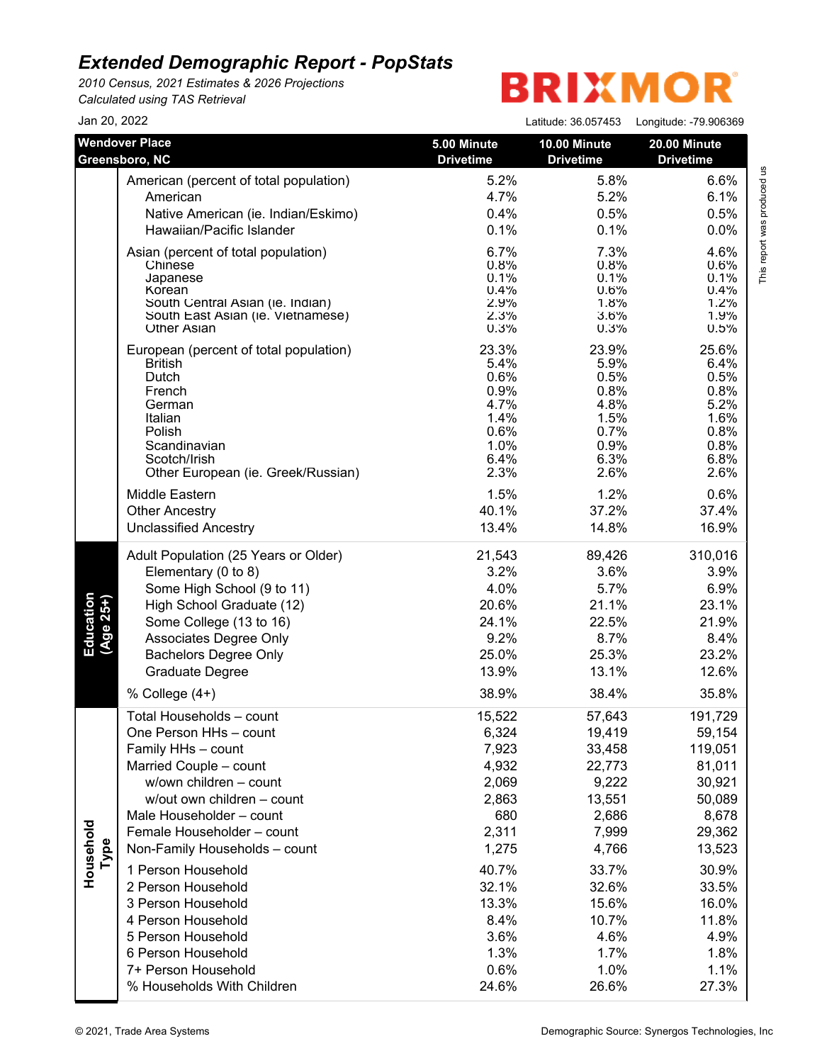# Extended Demographic Report - PopStats

*2010 Census, 2021 Estimates & 2026 Projections*
*Calculated using TAS Retrieval*

BRIXMOR

Jan 20, 2022

Latitude: 36.057453 Longitude: -79.906369

| Wendover Place Greensboro, NC | | 5.00 Minute Drivetime | 10.00 Minute Drivetime | 20.00 Minute Drivetime |
|---|---|---|---|---|
| | American (percent of total population) | 5.2% | 5.8% | 6.6% |
| | American | 4.7% | 5.2% | 6.1% |
| | Native American (ie. Indian/Eskimo) | 0.4% | 0.5% | 0.5% |
| | Hawaiian/Pacific Islander | 0.1% | 0.1% | 0.0% |
| | Asian (percent of total population) | 6.7% | 7.3% | 4.6% |
| | Chinese | 0.8% | 0.8% | 0.6% |
| | Japanese | 0.1% | 0.1% | 0.1% |
| | Korean | 0.4% | 0.6% | 0.4% |
| | South Central Asian (ie. Indian) | 2.9% | 1.8% | 1.2% |
| | South East Asian (ie. Vietnamese) | 2.3% | 3.6% | 1.9% |
| | Other Asian | 0.3% | 0.3% | 0.5% |
| | European (percent of total population) | 23.3% | 23.9% | 25.6% |
| | British | 5.4% | 5.9% | 6.4% |
| | Dutch | 0.6% | 0.5% | 0.5% |
| | French | 0.9% | 0.8% | 0.8% |
| | German | 4.7% | 4.8% | 5.2% |
| | Italian | 1.4% | 1.5% | 1.6% |
| | Polish | 0.6% | 0.7% | 0.8% |
| | Scandinavian | 1.0% | 0.9% | 0.8% |
| | Scotch/Irish | 6.4% | 6.3% | 6.8% |
| | Other European (ie. Greek/Russian) | 2.3% | 2.6% | 2.6% |
| | Middle Eastern | 1.5% | 1.2% | 0.6% |
| | Other Ancestry | 40.1% | 37.2% | 37.4% |
| | Unclassified Ancestry | 13.4% | 14.8% | 16.9% |
| Education (Age 25+) | Adult Population (25 Years or Older) | 21,543 | 89,426 | 310,016 |
| | Elementary (0 to 8) | 3.2% | 3.6% | 3.9% |
| | Some High School (9 to 11) | 4.0% | 5.7% | 6.9% |
| | High School Graduate (12) | 20.6% | 21.1% | 23.1% |
| | Some College (13 to 16) | 24.1% | 22.5% | 21.9% |
| | Associates Degree Only | 9.2% | 8.7% | 8.4% |
| | Bachelors Degree Only | 25.0% | 25.3% | 23.2% |
| | Graduate Degree | 13.9% | 13.1% | 12.6% |
| | % College (4+) | 38.9% | 38.4% | 35.8% |
| Household Type | Total Households – count | 15,522 | 57,643 | 191,729 |
| | One Person HHs – count | 6,324 | 19,419 | 59,154 |
| | Family HHs – count | 7,923 | 33,458 | 119,051 |
| | Married Couple – count | 4,932 | 22,773 | 81,011 |
| | w/own children – count | 2,069 | 9,222 | 30,921 |
| | w/out own children – count | 2,863 | 13,551 | 50,089 |
| | Male Householder – count | 680 | 2,686 | 8,678 |
| | Female Householder – count | 2,311 | 7,999 | 29,362 |
| | Non-Family Households – count | 1,275 | 4,766 | 13,523 |
| | 1 Person Household | 40.7% | 33.7% | 30.9% |
| | 2 Person Household | 32.1% | 32.6% | 33.5% |
| | 3 Person Household | 13.3% | 15.6% | 16.0% |
| | 4 Person Household | 8.4% | 10.7% | 11.8% |
| | 5 Person Household | 3.6% | 4.6% | 4.9% |
| | 6 Person Household | 1.3% | 1.7% | 1.8% |
| | 7+ Person Household | 0.6% | 1.0% | 1.1% |
| | % Households With Children | 24.6% | 26.6% | 27.3% |

This report was produced us

© 2021, Trade Area Systems

Demographic Source: Synergos Technologies, Inc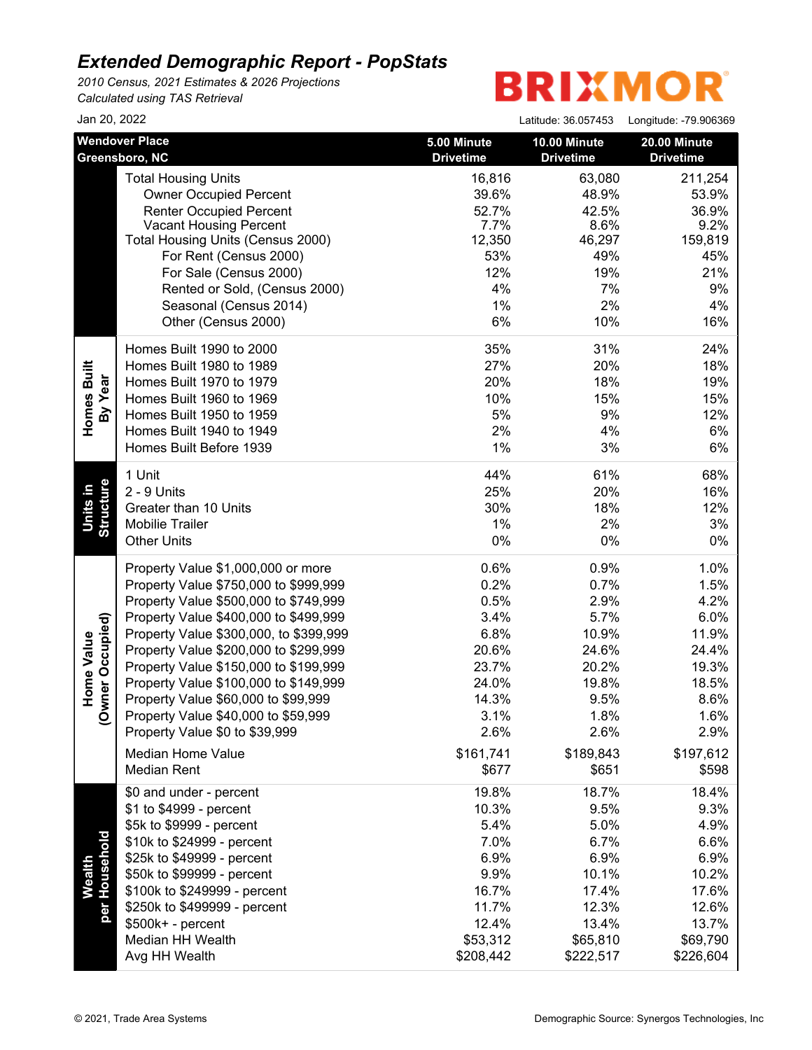# Extended Demographic Report - PopStats

*2010 Census, 2021 Estimates & 2026 Projections*
*Calculated using TAS Retrieval*

BRIXMOR

Jan 20, 2022

Latitude: 36.057453 Longitude: -79.906369

| Wendover Place Greensboro, NC | | 5.00 Minute Drivetime | 10.00 Minute Drivetime | 20.00 Minute Drivetime |
|---|---|---|---|---|
| | Total Housing Units | 16,816 | 63,080 | 211,254 |
| | Owner Occupied Percent | 39.6% | 48.9% | 53.9% |
| | Renter Occupied Percent | 52.7% | 42.5% | 36.9% |
| | Vacant Housing Percent | 7.7% | 8.6% | 9.2% |
| | Total Housing Units (Census 2000) | 12,350 | 46,297 | 159,819 |
| | For Rent (Census 2000) | 53% | 49% | 45% |
| | For Sale (Census 2000) | 12% | 19% | 21% |
| | Rented or Sold, (Census 2000) | 4% | 7% | 9% |
| | Seasonal (Census 2014) | 1% | 2% | 4% |
| | Other (Census 2000) | 6% | 10% | 16% |
| Homes Built By Year | Homes Built 1990 to 2000 | 35% | 31% | 24% |
| | Homes Built 1980 to 1989 | 27% | 20% | 18% |
| | Homes Built 1970 to 1979 | 20% | 18% | 19% |
| | Homes Built 1960 to 1969 | 10% | 15% | 15% |
| | Homes Built 1950 to 1959 | 5% | 9% | 12% |
| | Homes Built 1940 to 1949 | 2% | 4% | 6% |
| | Homes Built Before 1939 | 1% | 3% | 6% |
| Units in Structure | 1 Unit | 44% | 61% | 68% |
| | 2 - 9 Units | 25% | 20% | 16% |
| | Greater than 10 Units | 30% | 18% | 12% |
| | Mobilie Trailer | 1% | 2% | 3% |
| | Other Units | 0% | 0% | 0% |
| Home Value (Owner Occupied) | Property Value $1,000,000 or more | 0.6% | 0.9% | 1.0% |
| | Property Value $750,000 to $999,999 | 0.2% | 0.7% | 1.5% |
| | Property Value $500,000 to $749,999 | 0.5% | 2.9% | 4.2% |
| | Property Value $400,000 to $499,999 | 3.4% | 5.7% | 6.0% |
| | Property Value $300,000, to $399,999 | 6.8% | 10.9% | 11.9% |
| | Property Value $200,000 to $299,999 | 20.6% | 24.6% | 24.4% |
| | Property Value $150,000 to $199,999 | 23.7% | 20.2% | 19.3% |
| | Property Value $100,000 to $149,999 | 24.0% | 19.8% | 18.5% |
| | Property Value $60,000 to $99,999 | 14.3% | 9.5% | 8.6% |
| | Property Value $40,000 to $59,999 | 3.1% | 1.8% | 1.6% |
| | Property Value $0 to $39,999 | 2.6% | 2.6% | 2.9% |
| | Median Home Value | $161,741 | $189,843 | $197,612 |
| | Median Rent | $677 | $651 | $598 |
| Wealth per Household | $0 and under - percent | 19.8% | 18.7% | 18.4% |
| | $1 to $4999 - percent | 10.3% | 9.5% | 9.3% |
| | $5k to $9999 - percent | 5.4% | 5.0% | 4.9% |
| | $10k to $24999 - percent | 7.0% | 6.7% | 6.6% |
| | $25k to $49999 - percent | 6.9% | 6.9% | 6.9% |
| | $50k to $99999 - percent | 9.9% | 10.1% | 10.2% |
| | $100k to $249999 - percent | 16.7% | 17.4% | 17.6% |
| | $250k to $499999 - percent | 11.7% | 12.3% | 12.6% |
| | $500k+ - percent | 12.4% | 13.4% | 13.7% |
| | Median HH Wealth | $53,312 | $65,810 | $69,790 |
| | Avg HH Wealth | $208,442 | $222,517 | $226,604 |

© 2021, Trade Area Systems

Demographic Source: Synergos Technologies, Inc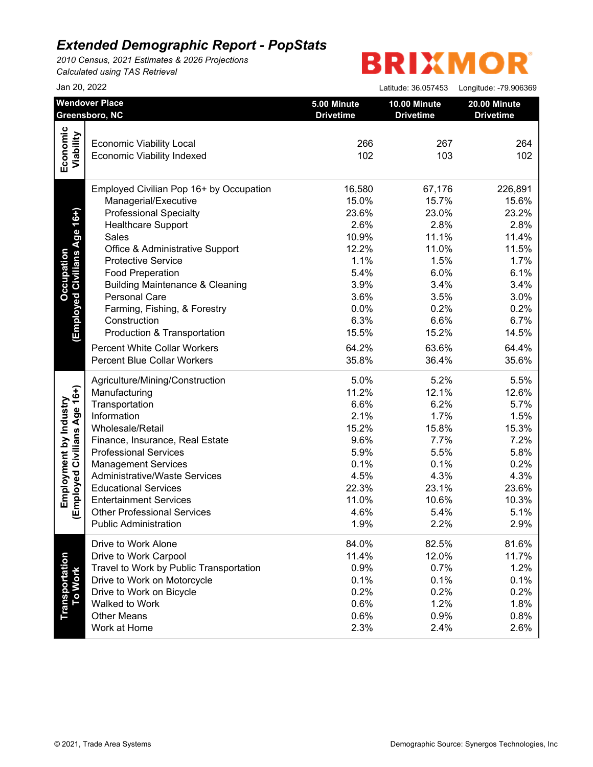# Extended Demographic Report - PopStats

*2010 Census, 2021 Estimates & 2026 Projections*
*Calculated using TAS Retrieval*

BRIXMOR

Jan 20, 2022

Latitude: 36.057453 Longitude: -79.906369

| Wendover Place Greensboro, NC | | 5.00 Minute Drivetime | 10.00 Minute Drivetime | 20.00 Minute Drivetime |
|---|---|---|---|---|
| Economic Viability | Economic Viability Local | 266 | 267 | 264 |
| | Economic Viability Indexed | 102 | 103 | 102 |
| Occupation (Employed Civilians Age 16+) | Employed Civilian Pop 16+ by Occupation | 16,580 | 67,176 | 226,891 |
| | Managerial/Executive | 15.0% | 15.7% | 15.6% |
| | Professional Specialty | 23.6% | 23.0% | 23.2% |
| | Healthcare Support | 2.6% | 2.8% | 2.8% |
| | Sales | 10.9% | 11.1% | 11.4% |
| | Office & Administrative Support | 12.2% | 11.0% | 11.5% |
| | Protective Service | 1.1% | 1.5% | 1.7% |
| | Food Preperation | 5.4% | 6.0% | 6.1% |
| | Building Maintenance & Cleaning | 3.9% | 3.4% | 3.4% |
| | Personal Care | 3.6% | 3.5% | 3.0% |
| | Farming, Fishing, & Forestry | 0.0% | 0.2% | 0.2% |
| | Construction | 6.3% | 6.6% | 6.7% |
| | Production & Transportation | 15.5% | 15.2% | 14.5% |
| | Percent White Collar Workers | 64.2% | 63.6% | 64.4% |
| | Percent Blue Collar Workers | 35.8% | 36.4% | 35.6% |
| Employment by Industry (Employed Civilians Age 16+) | Agriculture/Mining/Construction | 5.0% | 5.2% | 5.5% |
| | Manufacturing | 11.2% | 12.1% | 12.6% |
| | Transportation | 6.6% | 6.2% | 5.7% |
| | Information | 2.1% | 1.7% | 1.5% |
| | Wholesale/Retail | 15.2% | 15.8% | 15.3% |
| | Finance, Insurance, Real Estate | 9.6% | 7.7% | 7.2% |
| | Professional Services | 5.9% | 5.5% | 5.8% |
| | Management Services | 0.1% | 0.1% | 0.2% |
| | Administrative/Waste Services | 4.5% | 4.3% | 4.3% |
| | Educational Services | 22.3% | 23.1% | 23.6% |
| | Entertainment Services | 11.0% | 10.6% | 10.3% |
| | Other Professional Services | 4.6% | 5.4% | 5.1% |
| | Public Administration | 1.9% | 2.2% | 2.9% |
| Transportation To Work | Drive to Work Alone | 84.0% | 82.5% | 81.6% |
| | Drive to Work Carpool | 11.4% | 12.0% | 11.7% |
| | Travel to Work by Public Transportation | 0.9% | 0.7% | 1.2% |
| | Drive to Work on Motorcycle | 0.1% | 0.1% | 0.1% |
| | Drive to Work on Bicycle | 0.2% | 0.2% | 0.2% |
| | Walked to Work | 0.6% | 1.2% | 1.8% |
| | Other Means | 0.6% | 0.9% | 0.8% |
| | Work at Home | 2.3% | 2.4% | 2.6% |

© 2021, Trade Area Systems

Demographic Source: Synergos Technologies, Inc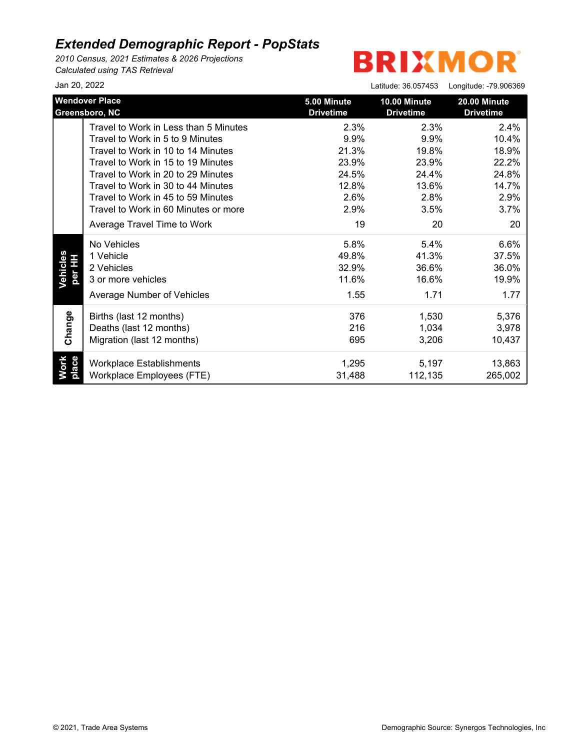# *Extended Demographic Report - PopStats*

*2010 Census, 2021 Estimates & 2026 Projections*
*Calculated using TAS Retrieval*

BRIXMOR

Jan 20, 2022

Latitude: 36.057453 Longitude: -79.906369

| Wendover Place Greensboro, NC | | 5.00 Minute Drivetime | 10.00 Minute Drivetime | 20.00 Minute Drivetime |
|---|---|---|---|---|
| | Travel to Work in Less than 5 Minutes | 2.3% | 2.3% | 2.4% |
| | Travel to Work in 5 to 9 Minutes | 9.9% | 9.9% | 10.4% |
| | Travel to Work in 10 to 14 Minutes | 21.3% | 19.8% | 18.9% |
| | Travel to Work in 15 to 19 Minutes | 23.9% | 23.9% | 22.2% |
| | Travel to Work in 20 to 29 Minutes | 24.5% | 24.4% | 24.8% |
| | Travel to Work in 30 to 44 Minutes | 12.8% | 13.6% | 14.7% |
| | Travel to Work in 45 to 59 Minutes | 2.6% | 2.8% | 2.9% |
| | Travel to Work in 60 Minutes or more | 2.9% | 3.5% | 3.7% |
| | Average Travel Time to Work | 19 | 20 | 20 |
| Vehicles per HH | No Vehicles | 5.8% | 5.4% | 6.6% |
| | 1 Vehicle | 49.8% | 41.3% | 37.5% |
| | 2 Vehicles | 32.9% | 36.6% | 36.0% |
| | 3 or more vehicles | 11.6% | 16.6% | 19.9% |
| | Average Number of Vehicles | 1.55 | 1.71 | 1.77 |
| Change | Births (last 12 months) | 376 | 1,530 | 5,376 |
| | Deaths (last 12 months) | 216 | 1,034 | 3,978 |
| | Migration (last 12 months) | 695 | 3,206 | 10,437 |
| Work place | Workplace Establishments | 1,295 | 5,197 | 13,863 |
| | Workplace Employees (FTE) | 31,488 | 112,135 | 265,002 |

© 2021, Trade Area Systems

Demographic Source: Synergos Technologies, Inc